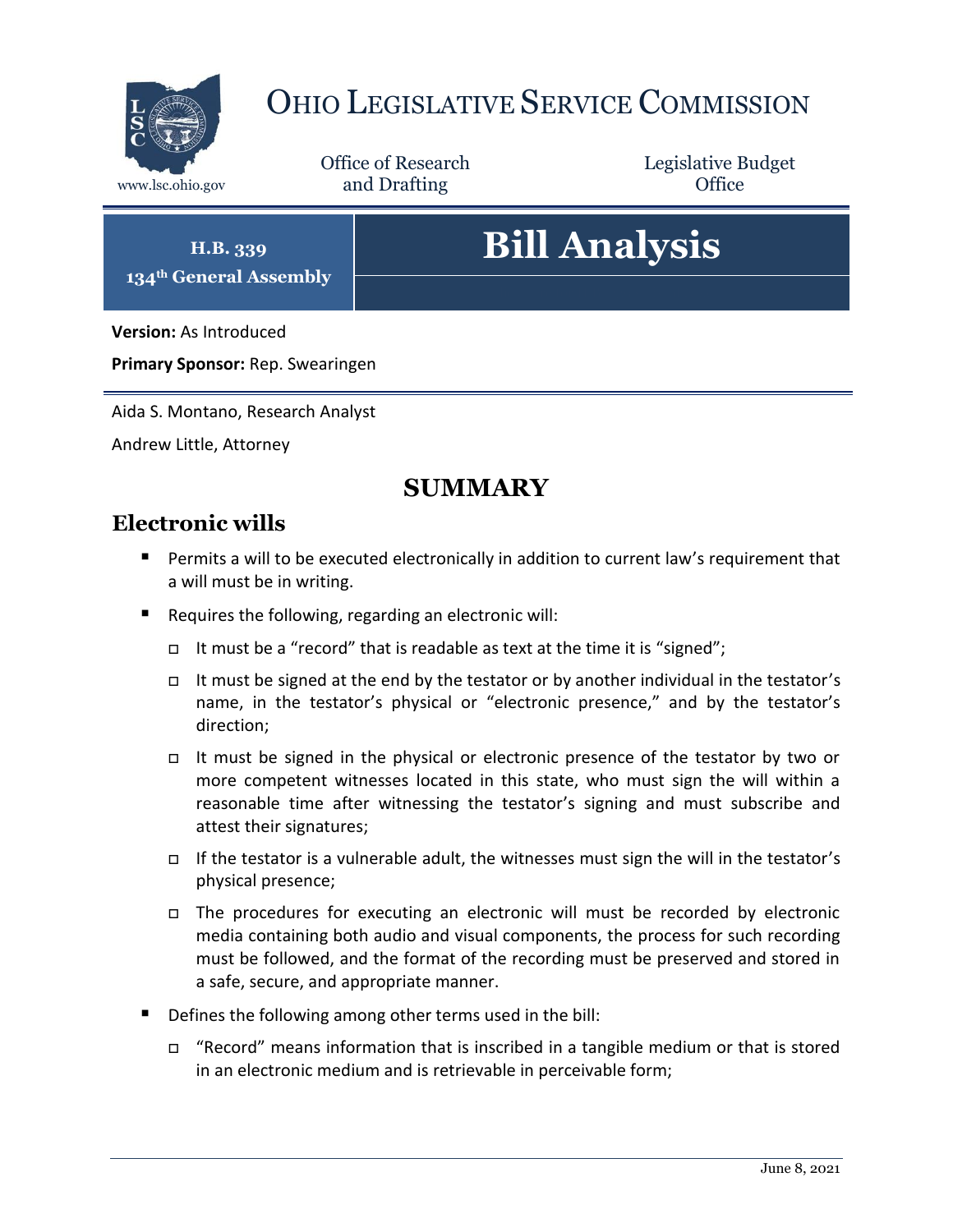# Ohio Legislative Service Commission

www.lsc.ohio.gov

Office of Research and Drafting

Legislative Budget Office

**H.B. 339**
**134th General Assembly**

# Bill Analysis

**Version:** As Introduced

**Primary Sponsor:** Rep. Swearingen

Aida S. Montano, Research Analyst

Andrew Little, Attorney

## SUMMARY

### Electronic wills

- Permits a will to be executed electronically in addition to current law's requirement that a will must be in writing.
- Requires the following, regarding an electronic will:
  - It must be a "record" that is readable as text at the time it is "signed";
  - It must be signed at the end by the testator or by another individual in the testator's name, in the testator's physical or "electronic presence," and by the testator's direction;
  - It must be signed in the physical or electronic presence of the testator by two or more competent witnesses located in this state, who must sign the will within a reasonable time after witnessing the testator's signing and must subscribe and attest their signatures;
  - If the testator is a vulnerable adult, the witnesses must sign the will in the testator's physical presence;
  - The procedures for executing an electronic will must be recorded by electronic media containing both audio and visual components, the process for such recording must be followed, and the format of the recording must be preserved and stored in a safe, secure, and appropriate manner.
- Defines the following among other terms used in the bill:
  - "Record" means information that is inscribed in a tangible medium or that is stored in an electronic medium and is retrievable in perceivable form;

June 8, 2021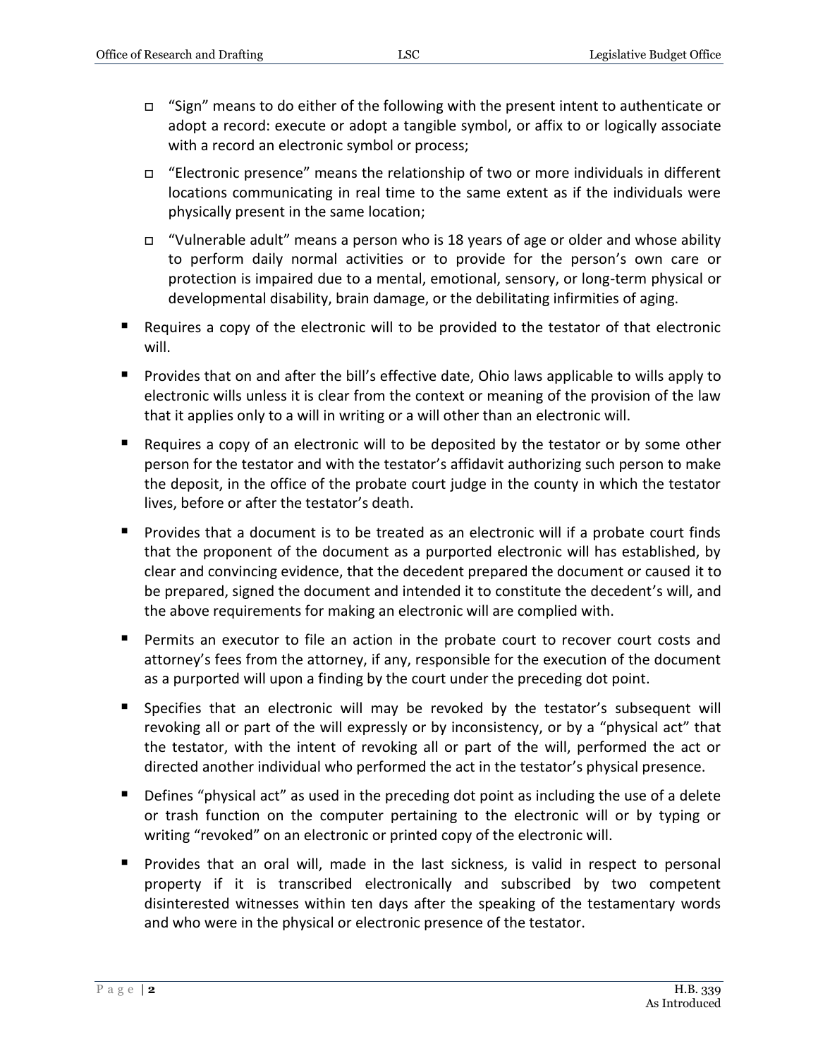- "Sign" means to do either of the following with the present intent to authenticate or adopt a record: execute or adopt a tangible symbol, or affix to or logically associate with a record an electronic symbol or process;
  - "Electronic presence" means the relationship of two or more individuals in different locations communicating in real time to the same extent as if the individuals were physically present in the same location;
  - "Vulnerable adult" means a person who is 18 years of age or older and whose ability to perform daily normal activities or to provide for the person's own care or protection is impaired due to a mental, emotional, sensory, or long-term physical or developmental disability, brain damage, or the debilitating infirmities of aging.

- Requires a copy of the electronic will to be provided to the testator of that electronic will.
- Provides that on and after the bill's effective date, Ohio laws applicable to wills apply to electronic wills unless it is clear from the context or meaning of the provision of the law that it applies only to a will in writing or a will other than an electronic will.
- Requires a copy of an electronic will to be deposited by the testator or by some other person for the testator and with the testator's affidavit authorizing such person to make the deposit, in the office of the probate court judge in the county in which the testator lives, before or after the testator's death.
- Provides that a document is to be treated as an electronic will if a probate court finds that the proponent of the document as a purported electronic will has established, by clear and convincing evidence, that the decedent prepared the document or caused it to be prepared, signed the document and intended it to constitute the decedent's will, and the above requirements for making an electronic will are complied with.
- Permits an executor to file an action in the probate court to recover court costs and attorney's fees from the attorney, if any, responsible for the execution of the document as a purported will upon a finding by the court under the preceding dot point.
- Specifies that an electronic will may be revoked by the testator's subsequent will revoking all or part of the will expressly or by inconsistency, or by a "physical act" that the testator, with the intent of revoking all or part of the will, performed the act or directed another individual who performed the act in the testator's physical presence.
- Defines "physical act" as used in the preceding dot point as including the use of a delete or trash function on the computer pertaining to the electronic will or by typing or writing "revoked" on an electronic or printed copy of the electronic will.
- Provides that an oral will, made in the last sickness, is valid in respect to personal property if it is transcribed electronically and subscribed by two competent disinterested witnesses within ten days after the speaking of the testamentary words and who were in the physical or electronic presence of the testator.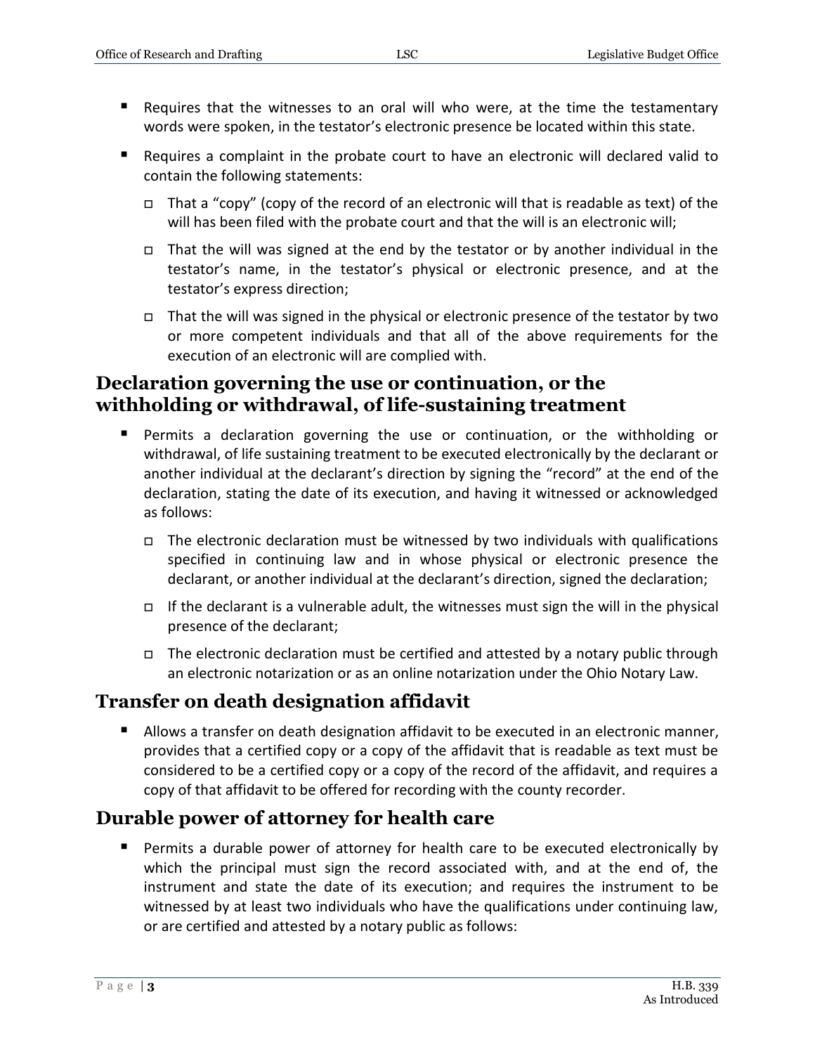- Requires that the witnesses to an oral will who were, at the time the testamentary words were spoken, in the testator's electronic presence be located within this state.
- Requires a complaint in the probate court to have an electronic will declared valid to contain the following statements:
  - That a "copy" (copy of the record of an electronic will that is readable as text) of the will has been filed with the probate court and that the will is an electronic will;
  - That the will was signed at the end by the testator or by another individual in the testator's name, in the testator's physical or electronic presence, and at the testator's express direction;
  - That the will was signed in the physical or electronic presence of the testator by two or more competent individuals and that all of the above requirements for the execution of an electronic will are complied with.

## Declaration governing the use or continuation, or the withholding or withdrawal, of life-sustaining treatment

- Permits a declaration governing the use or continuation, or the withholding or withdrawal, of life sustaining treatment to be executed electronically by the declarant or another individual at the declarant's direction by signing the "record" at the end of the declaration, stating the date of its execution, and having it witnessed or acknowledged as follows:
  - The electronic declaration must be witnessed by two individuals with qualifications specified in continuing law and in whose physical or electronic presence the declarant, or another individual at the declarant's direction, signed the declaration;
  - If the declarant is a vulnerable adult, the witnesses must sign the will in the physical presence of the declarant;
  - The electronic declaration must be certified and attested by a notary public through an electronic notarization or as an online notarization under the Ohio Notary Law.

## Transfer on death designation affidavit

- Allows a transfer on death designation affidavit to be executed in an electronic manner, provides that a certified copy or a copy of the affidavit that is readable as text must be considered to be a certified copy or a copy of the record of the affidavit, and requires a copy of that affidavit to be offered for recording with the county recorder.

## Durable power of attorney for health care

- Permits a durable power of attorney for health care to be executed electronically by which the principal must sign the record associated with, and at the end of, the instrument and state the date of its execution; and requires the instrument to be witnessed by at least two individuals who have the qualifications under continuing law, or are certified and attested by a notary public as follows: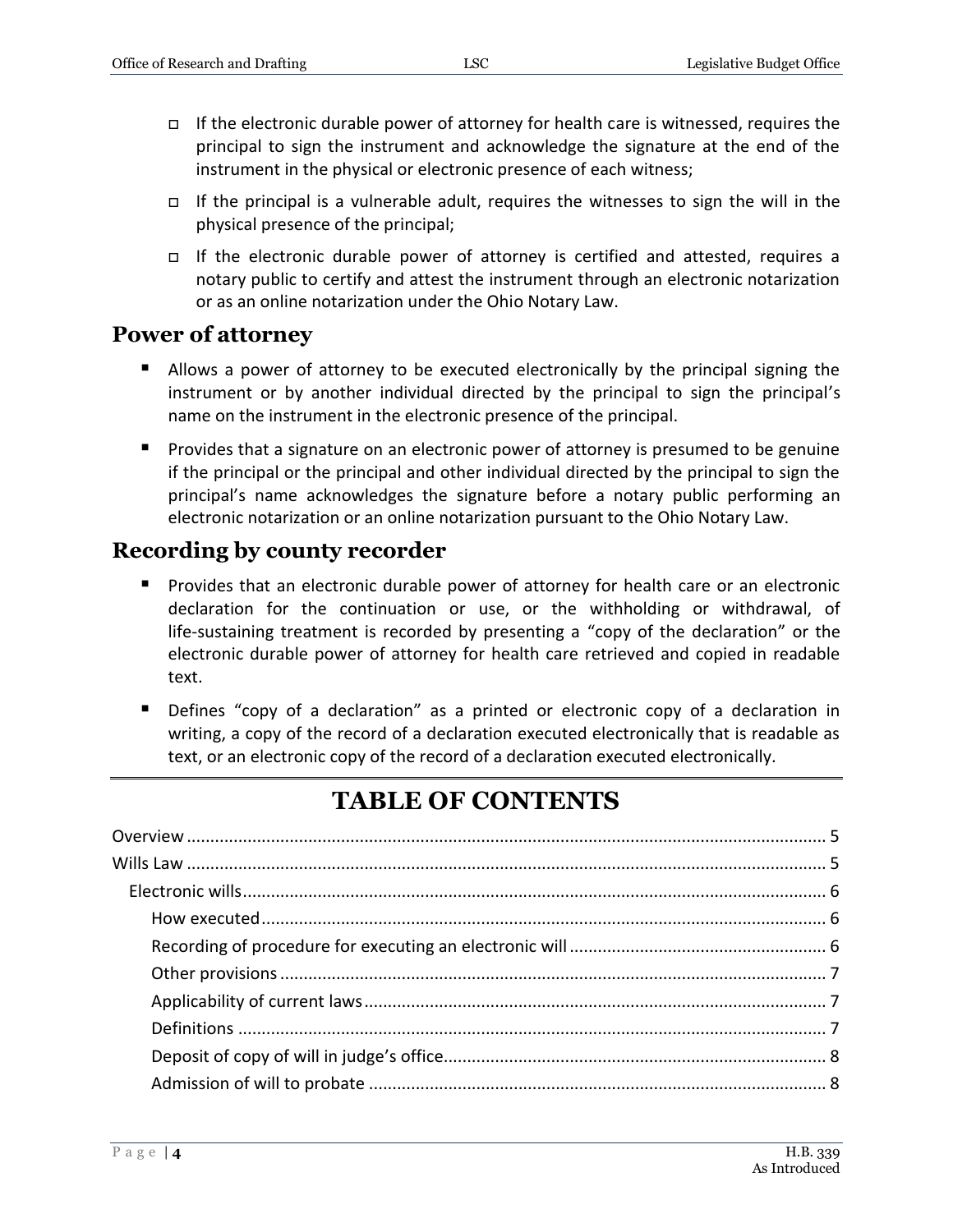- If the electronic durable power of attorney for health care is witnessed, requires the principal to sign the instrument and acknowledge the signature at the end of the instrument in the physical or electronic presence of each witness;
- If the principal is a vulnerable adult, requires the witnesses to sign the will in the physical presence of the principal;
- If the electronic durable power of attorney is certified and attested, requires a notary public to certify and attest the instrument through an electronic notarization or as an online notarization under the Ohio Notary Law.

## Power of attorney

- Allows a power of attorney to be executed electronically by the principal signing the instrument or by another individual directed by the principal to sign the principal's name on the instrument in the electronic presence of the principal.
- Provides that a signature on an electronic power of attorney is presumed to be genuine if the principal or the principal and other individual directed by the principal to sign the principal's name acknowledges the signature before a notary public performing an electronic notarization or an online notarization pursuant to the Ohio Notary Law.

## Recording by county recorder

- Provides that an electronic durable power of attorney for health care or an electronic declaration for the continuation or use, or the withholding or withdrawal, of life-sustaining treatment is recorded by presenting a "copy of the declaration" or the electronic durable power of attorney for health care retrieved and copied in readable text.
- Defines "copy of a declaration" as a printed or electronic copy of a declaration in writing, a copy of the record of a declaration executed electronically that is readable as text, or an electronic copy of the record of a declaration executed electronically.

# TABLE OF CONTENTS

- Overview ..... 5
- Wills Law ..... 5
  - Electronic wills ..... 6
    - How executed ..... 6
    - Recording of procedure for executing an electronic will ..... 6
    - Other provisions ..... 7
    - Applicability of current laws ..... 7
    - Definitions ..... 7
    - Deposit of copy of will in judge's office ..... 8
    - Admission of will to probate ..... 8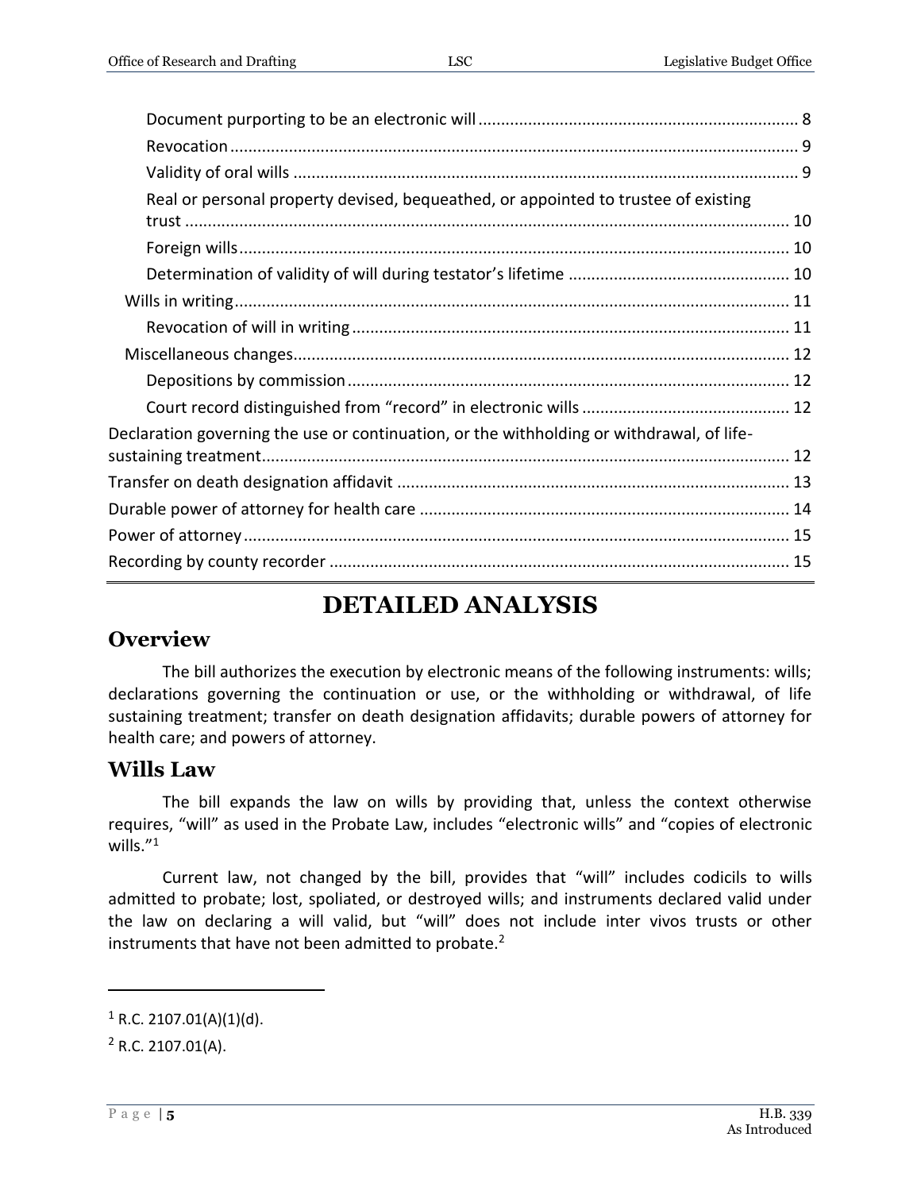Document purporting to be an electronic will ..................................................................... 8

Revocation ........................................................................................................................ 9

Validity of oral wills ........................................................................................................... 9

Real or personal property devised, bequeathed, or appointed to trustee of existing trust ................................................................................................................................. 10

Foreign wills ..................................................................................................................... 10

Determination of validity of will during testator's lifetime ................................................ 10

Wills in writing ....................................................................................................................... 11

Revocation of will in writing .............................................................................................. 11

Miscellaneous changes........................................................................................................... 12

Depositions by commission ............................................................................................... 12

Court record distinguished from "record" in electronic wills ............................................ 12

Declaration governing the use or continuation, or the withholding or withdrawal, of life-sustaining treatment ................................................................................................................ 12

Transfer on death designation affidavit ..................................................................................... 13

Durable power of attorney for health care ................................................................................. 14

Power of attorney ...................................................................................................................... 15

Recording by county recorder .................................................................................................... 15

# DETAILED ANALYSIS

## Overview

The bill authorizes the execution by electronic means of the following instruments: wills; declarations governing the continuation or use, or the withholding or withdrawal, of life sustaining treatment; transfer on death designation affidavits; durable powers of attorney for health care; and powers of attorney.

## Wills Law

The bill expands the law on wills by providing that, unless the context otherwise requires, "will" as used in the Probate Law, includes "electronic wills" and "copies of electronic wills."[1]

Current law, not changed by the bill, provides that "will" includes codicils to wills admitted to probate; lost, spoliated, or destroyed wills; and instruments declared valid under the law on declaring a will valid, but "will" does not include inter vivos trusts or other instruments that have not been admitted to probate.[2]

---

[1] R.C. 2107.01(A)(1)(d).

[2] R.C. 2107.01(A).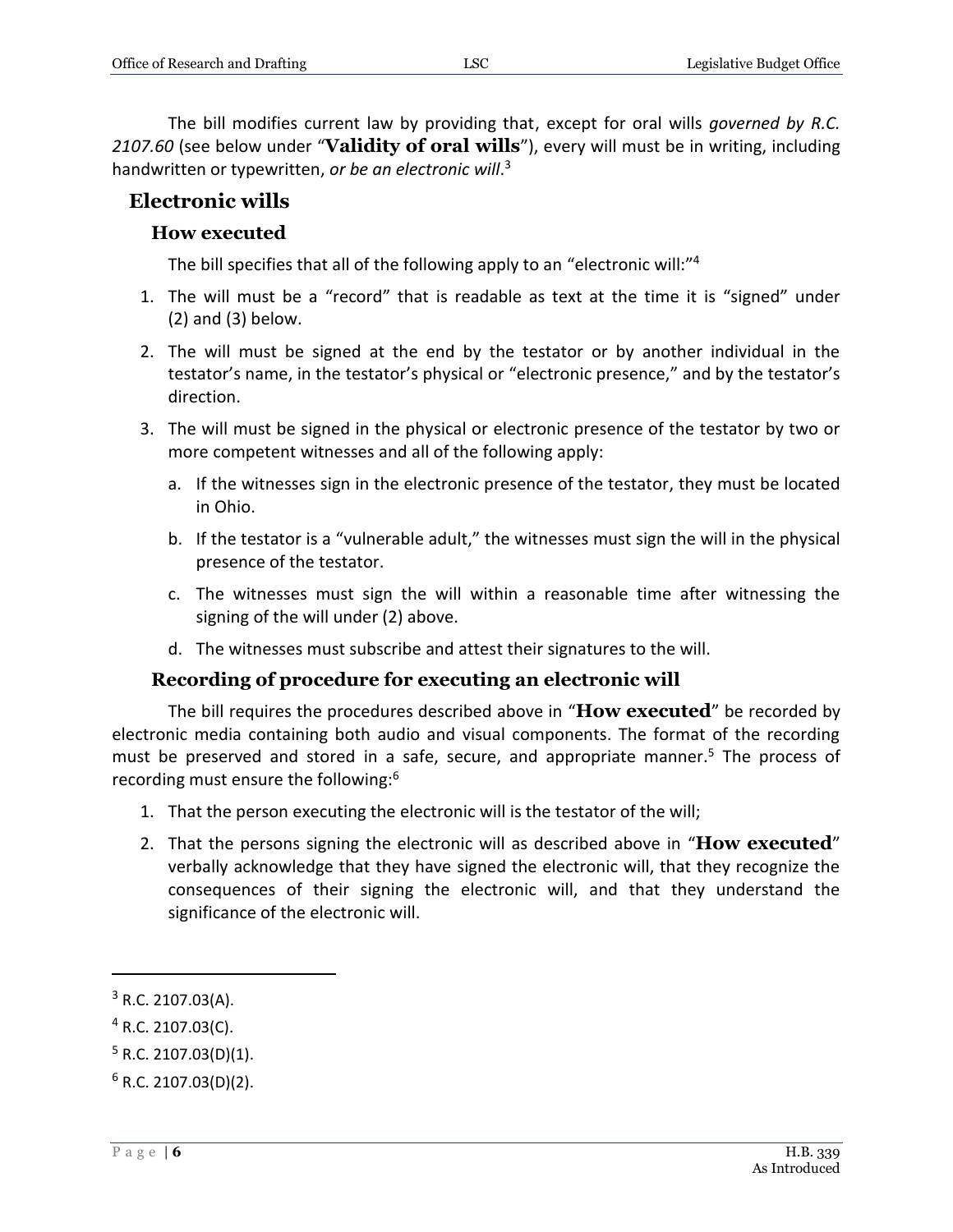The bill modifies current law by providing that, except for oral wills *governed by R.C. 2107.60* (see below under "**Validity of oral wills**"), every will must be in writing, including handwritten or typewritten, *or be an electronic will*.[3]

## Electronic wills

### How executed

The bill specifies that all of the following apply to an "electronic will:"[4]

1. The will must be a "record" that is readable as text at the time it is "signed" under (2) and (3) below.
2. The will must be signed at the end by the testator or by another individual in the testator's name, in the testator's physical or "electronic presence," and by the testator's direction.
3. The will must be signed in the physical or electronic presence of the testator by two or more competent witnesses and all of the following apply:
   a. If the witnesses sign in the electronic presence of the testator, they must be located in Ohio.
   b. If the testator is a "vulnerable adult," the witnesses must sign the will in the physical presence of the testator.
   c. The witnesses must sign the will within a reasonable time after witnessing the signing of the will under (2) above.
   d. The witnesses must subscribe and attest their signatures to the will.

### Recording of procedure for executing an electronic will

The bill requires the procedures described above in "**How executed**" be recorded by electronic media containing both audio and visual components. The format of the recording must be preserved and stored in a safe, secure, and appropriate manner.[5] The process of recording must ensure the following:[6]

1. That the person executing the electronic will is the testator of the will;
2. That the persons signing the electronic will as described above in "**How executed**" verbally acknowledge that they have signed the electronic will, that they recognize the consequences of their signing the electronic will, and that they understand the significance of the electronic will.

---

[3] R.C. 2107.03(A).

[4] R.C. 2107.03(C).

[5] R.C. 2107.03(D)(1).

[6] R.C. 2107.03(D)(2).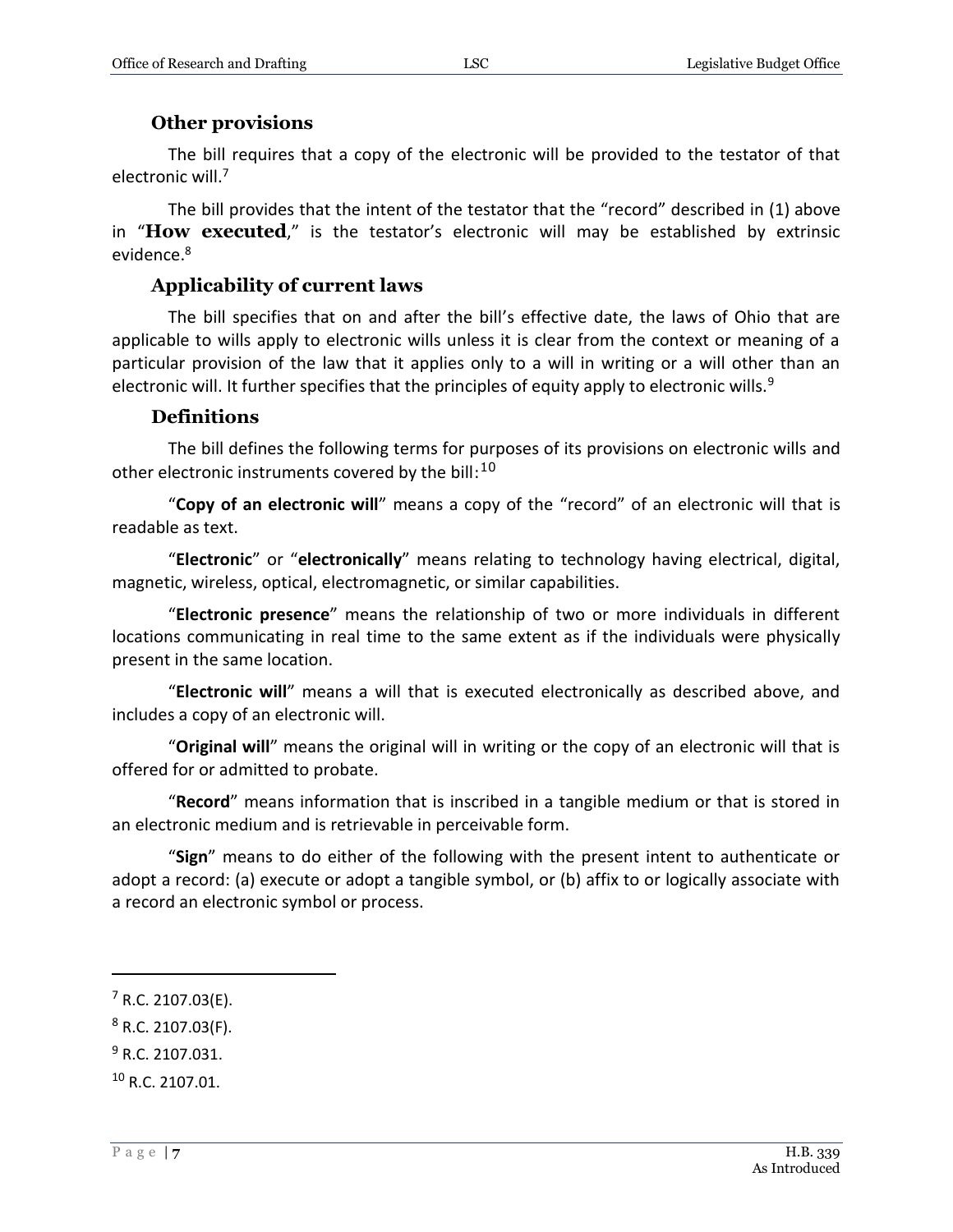### Other provisions

The bill requires that a copy of the electronic will be provided to the testator of that electronic will.[7]

The bill provides that the intent of the testator that the "record" described in (1) above in "**How executed**," is the testator's electronic will may be established by extrinsic evidence.[8]

### Applicability of current laws

The bill specifies that on and after the bill's effective date, the laws of Ohio that are applicable to wills apply to electronic wills unless it is clear from the context or meaning of a particular provision of the law that it applies only to a will in writing or a will other than an electronic will. It further specifies that the principles of equity apply to electronic wills.[9]

### Definitions

The bill defines the following terms for purposes of its provisions on electronic wills and other electronic instruments covered by the bill:[10]

"**Copy of an electronic will**" means a copy of the "record" of an electronic will that is readable as text.

"**Electronic**" or "**electronically**" means relating to technology having electrical, digital, magnetic, wireless, optical, electromagnetic, or similar capabilities.

"**Electronic presence**" means the relationship of two or more individuals in different locations communicating in real time to the same extent as if the individuals were physically present in the same location.

"**Electronic will**" means a will that is executed electronically as described above, and includes a copy of an electronic will.

"**Original will**" means the original will in writing or the copy of an electronic will that is offered for or admitted to probate.

"**Record**" means information that is inscribed in a tangible medium or that is stored in an electronic medium and is retrievable in perceivable form.

"**Sign**" means to do either of the following with the present intent to authenticate or adopt a record: (a) execute or adopt a tangible symbol, or (b) affix to or logically associate with a record an electronic symbol or process.

---

[7] R.C. 2107.03(E).

[8] R.C. 2107.03(F).

[9] R.C. 2107.031.

[10] R.C. 2107.01.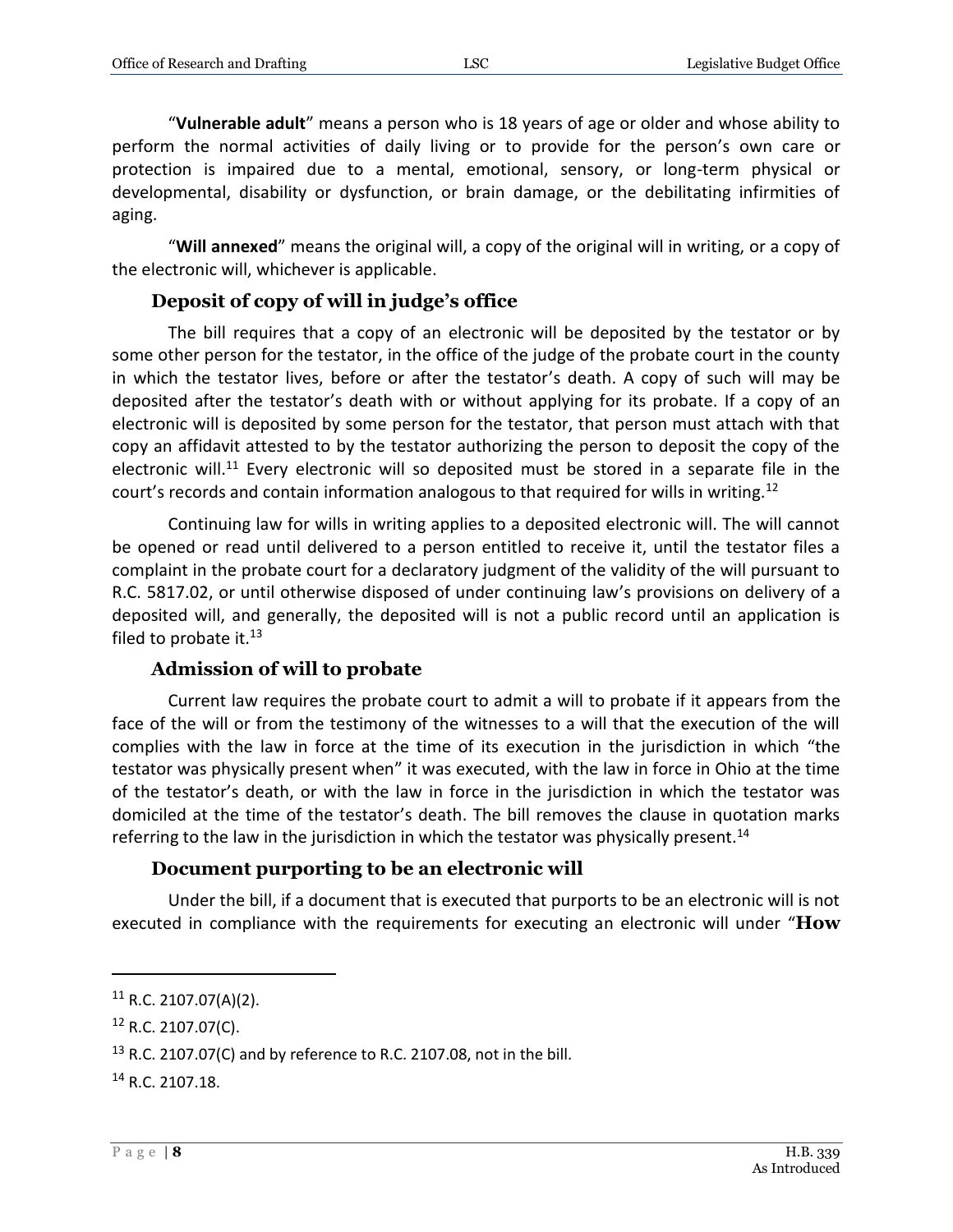"**Vulnerable adult**" means a person who is 18 years of age or older and whose ability to perform the normal activities of daily living or to provide for the person's own care or protection is impaired due to a mental, emotional, sensory, or long-term physical or developmental, disability or dysfunction, or brain damage, or the debilitating infirmities of aging.

"**Will annexed**" means the original will, a copy of the original will in writing, or a copy of the electronic will, whichever is applicable.

### Deposit of copy of will in judge's office

The bill requires that a copy of an electronic will be deposited by the testator or by some other person for the testator, in the office of the judge of the probate court in the county in which the testator lives, before or after the testator's death. A copy of such will may be deposited after the testator's death with or without applying for its probate. If a copy of an electronic will is deposited by some person for the testator, that person must attach with that copy an affidavit attested to by the testator authorizing the person to deposit the copy of the electronic will.[11] Every electronic will so deposited must be stored in a separate file in the court's records and contain information analogous to that required for wills in writing.[12]

Continuing law for wills in writing applies to a deposited electronic will. The will cannot be opened or read until delivered to a person entitled to receive it, until the testator files a complaint in the probate court for a declaratory judgment of the validity of the will pursuant to R.C. 5817.02, or until otherwise disposed of under continuing law's provisions on delivery of a deposited will, and generally, the deposited will is not a public record until an application is filed to probate it.[13]

### Admission of will to probate

Current law requires the probate court to admit a will to probate if it appears from the face of the will or from the testimony of the witnesses to a will that the execution of the will complies with the law in force at the time of its execution in the jurisdiction in which "the testator was physically present when" it was executed, with the law in force in Ohio at the time of the testator's death, or with the law in force in the jurisdiction in which the testator was domiciled at the time of the testator's death. The bill removes the clause in quotation marks referring to the law in the jurisdiction in which the testator was physically present.[14]

### Document purporting to be an electronic will

Under the bill, if a document that is executed that purports to be an electronic will is not executed in compliance with the requirements for executing an electronic will under "**How**

---

[11] R.C. 2107.07(A)(2).

[12] R.C. 2107.07(C).

[13] R.C. 2107.07(C) and by reference to R.C. 2107.08, not in the bill.

[14] R.C. 2107.18.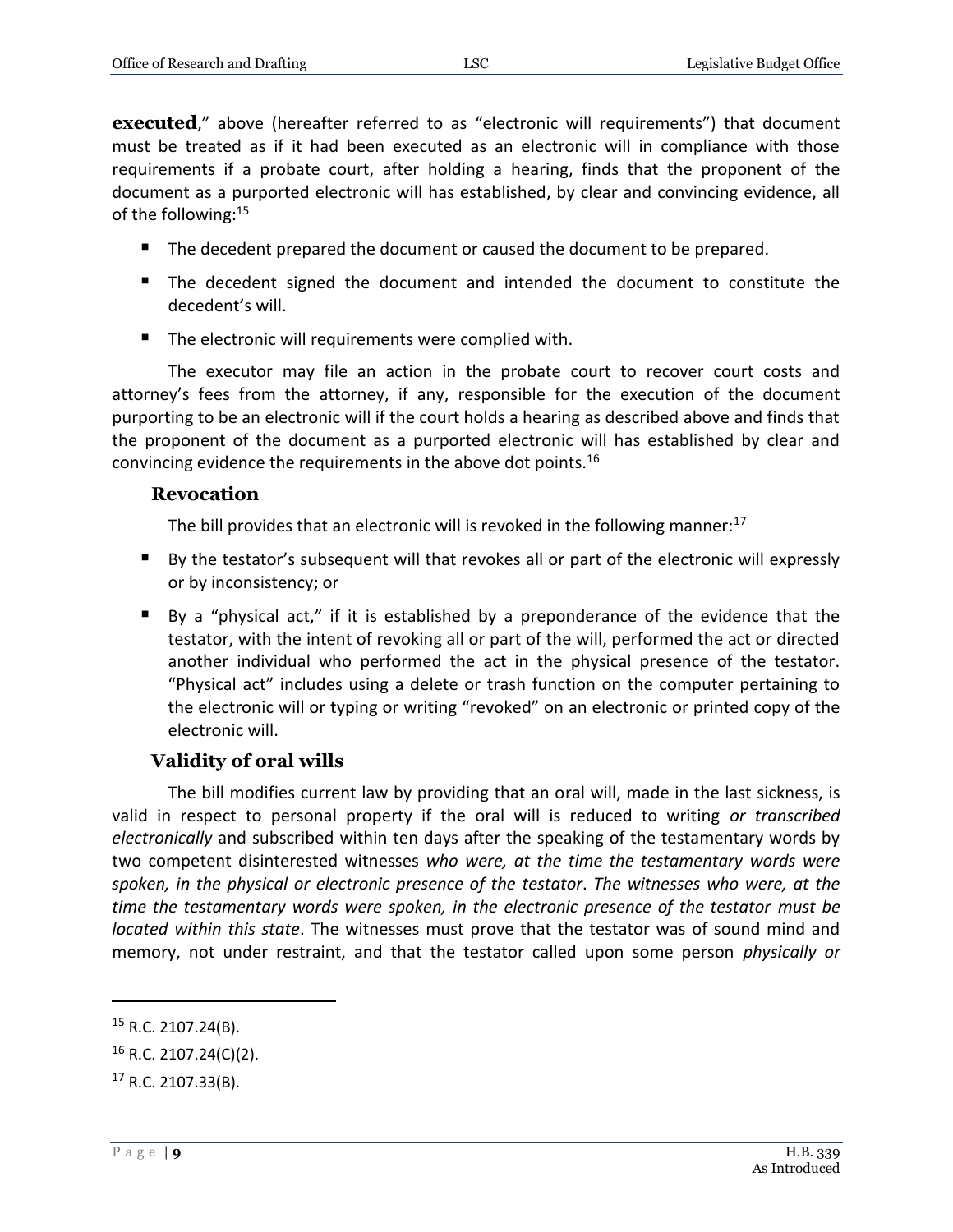**executed**," above (hereafter referred to as "electronic will requirements") that document must be treated as if it had been executed as an electronic will in compliance with those requirements if a probate court, after holding a hearing, finds that the proponent of the document as a purported electronic will has established, by clear and convincing evidence, all of the following:[15]

- The decedent prepared the document or caused the document to be prepared.
- The decedent signed the document and intended the document to constitute the decedent's will.
- The electronic will requirements were complied with.

The executor may file an action in the probate court to recover court costs and attorney's fees from the attorney, if any, responsible for the execution of the document purporting to be an electronic will if the court holds a hearing as described above and finds that the proponent of the document as a purported electronic will has established by clear and convincing evidence the requirements in the above dot points.[16]

### Revocation

The bill provides that an electronic will is revoked in the following manner:[17]

- By the testator's subsequent will that revokes all or part of the electronic will expressly or by inconsistency; or
- By a "physical act," if it is established by a preponderance of the evidence that the testator, with the intent of revoking all or part of the will, performed the act or directed another individual who performed the act in the physical presence of the testator. "Physical act" includes using a delete or trash function on the computer pertaining to the electronic will or typing or writing "revoked" on an electronic or printed copy of the electronic will.

### Validity of oral wills

The bill modifies current law by providing that an oral will, made in the last sickness, is valid in respect to personal property if the oral will is reduced to writing *or transcribed electronically* and subscribed within ten days after the speaking of the testamentary words by two competent disinterested witnesses *who were, at the time the testamentary words were spoken, in the physical or electronic presence of the testator*. *The witnesses who were, at the time the testamentary words were spoken, in the electronic presence of the testator must be located within this state*. The witnesses must prove that the testator was of sound mind and memory, not under restraint, and that the testator called upon some person *physically or*

---

[15] R.C. 2107.24(B).

[16] R.C. 2107.24(C)(2).

[17] R.C. 2107.33(B).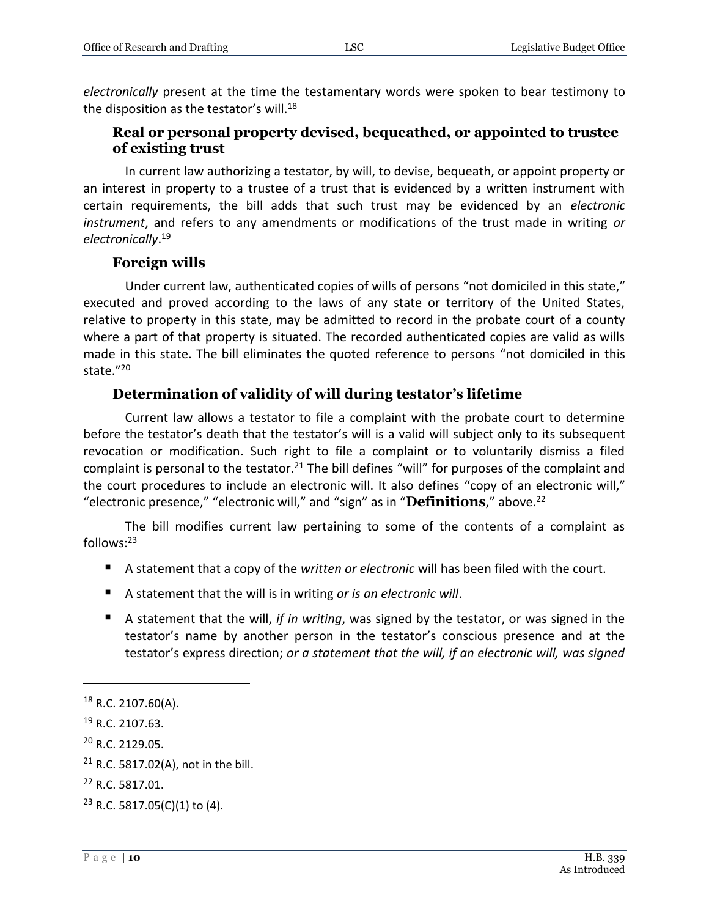*electronically* present at the time the testamentary words were spoken to bear testimony to the disposition as the testator's will.[18]

### Real or personal property devised, bequeathed, or appointed to trustee of existing trust

In current law authorizing a testator, by will, to devise, bequeath, or appoint property or an interest in property to a trustee of a trust that is evidenced by a written instrument with certain requirements, the bill adds that such trust may be evidenced by an *electronic instrument*, and refers to any amendments or modifications of the trust made in writing *or electronically*.[19]

### Foreign wills

Under current law, authenticated copies of wills of persons "not domiciled in this state," executed and proved according to the laws of any state or territory of the United States, relative to property in this state, may be admitted to record in the probate court of a county where a part of that property is situated. The recorded authenticated copies are valid as wills made in this state. The bill eliminates the quoted reference to persons "not domiciled in this state."[20]

### Determination of validity of will during testator's lifetime

Current law allows a testator to file a complaint with the probate court to determine before the testator's death that the testator's will is a valid will subject only to its subsequent revocation or modification. Such right to file a complaint or to voluntarily dismiss a filed complaint is personal to the testator.[21] The bill defines "will" for purposes of the complaint and the court procedures to include an electronic will. It also defines "copy of an electronic will," "electronic presence," "electronic will," and "sign" as in "**Definitions**," above.[22]

The bill modifies current law pertaining to some of the contents of a complaint as follows:[23]

- A statement that a copy of the *written or electronic* will has been filed with the court.
- A statement that the will is in writing *or is an electronic will*.
- A statement that the will, *if in writing*, was signed by the testator, or was signed in the testator's name by another person in the testator's conscious presence and at the testator's express direction; *or a statement that the will, if an electronic will, was signed*

---

[18] R.C. 2107.60(A).

[19] R.C. 2107.63.

[20] R.C. 2129.05.

[21] R.C. 5817.02(A), not in the bill.

[22] R.C. 5817.01.

[23] R.C. 5817.05(C)(1) to (4).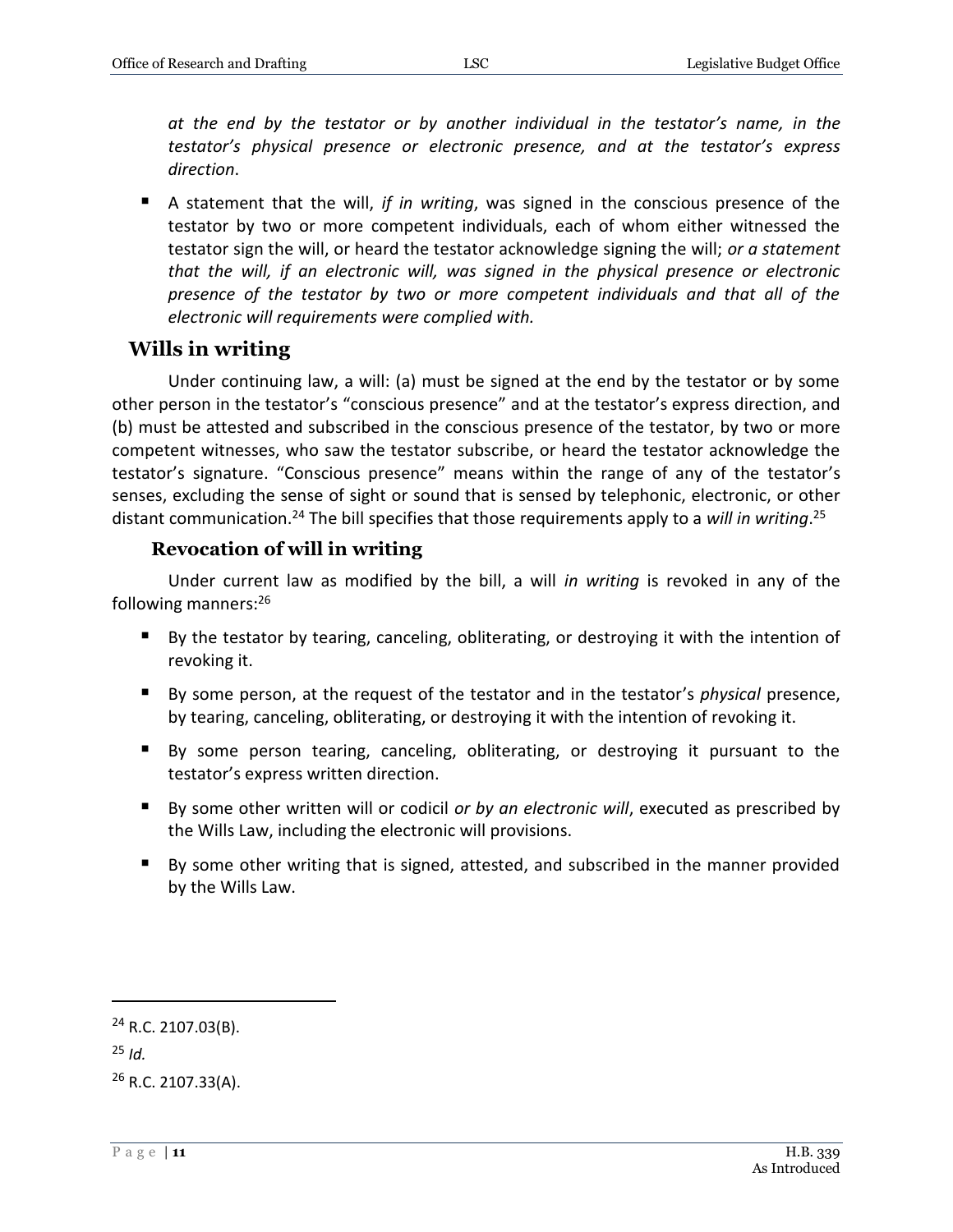*at the end by the testator or by another individual in the testator's name, in the testator's physical presence or electronic presence, and at the testator's express direction*.

- A statement that the will, *if in writing*, was signed in the conscious presence of the testator by two or more competent individuals, each of whom either witnessed the testator sign the will, or heard the testator acknowledge signing the will; *or a statement that the will, if an electronic will, was signed in the physical presence or electronic presence of the testator by two or more competent individuals and that all of the electronic will requirements were complied with.*

## Wills in writing

Under continuing law, a will: (a) must be signed at the end by the testator or by some other person in the testator's "conscious presence" and at the testator's express direction, and (b) must be attested and subscribed in the conscious presence of the testator, by two or more competent witnesses, who saw the testator subscribe, or heard the testator acknowledge the testator's signature. "Conscious presence" means within the range of any of the testator's senses, excluding the sense of sight or sound that is sensed by telephonic, electronic, or other distant communication.[24] The bill specifies that those requirements apply to a *will in writing*.[25]

### Revocation of will in writing

Under current law as modified by the bill, a will *in writing* is revoked in any of the following manners:[26]

- By the testator by tearing, canceling, obliterating, or destroying it with the intention of revoking it.
- By some person, at the request of the testator and in the testator's *physical* presence, by tearing, canceling, obliterating, or destroying it with the intention of revoking it.
- By some person tearing, canceling, obliterating, or destroying it pursuant to the testator's express written direction.
- By some other written will or codicil *or by an electronic will*, executed as prescribed by the Wills Law, including the electronic will provisions.
- By some other writing that is signed, attested, and subscribed in the manner provided by the Wills Law.

---

[24] R.C. 2107.03(B).

[25] *Id.*

[26] R.C. 2107.33(A).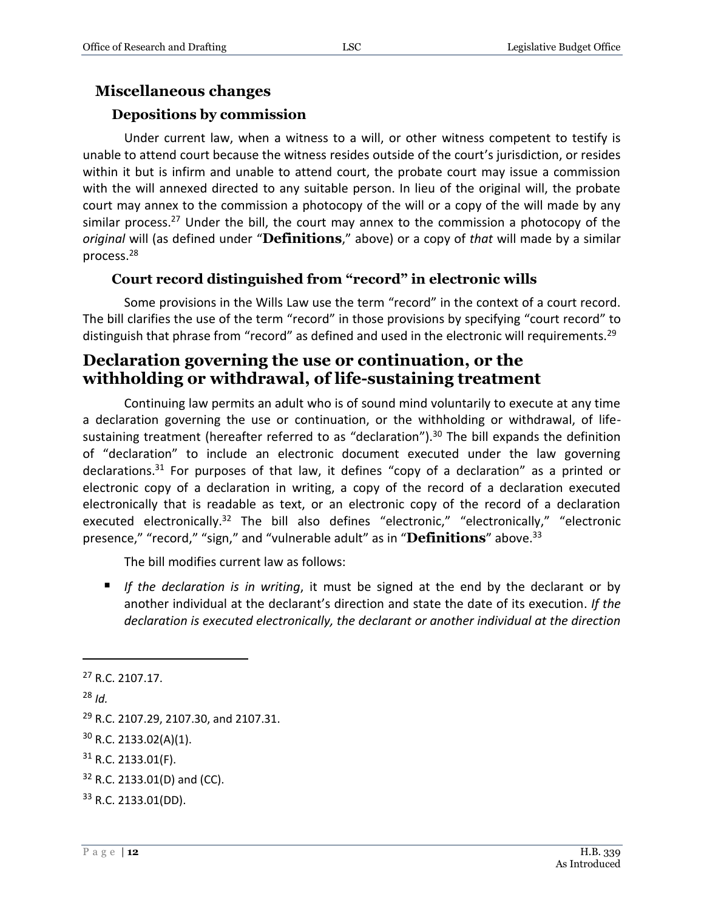## Miscellaneous changes

### Depositions by commission

Under current law, when a witness to a will, or other witness competent to testify is unable to attend court because the witness resides outside of the court's jurisdiction, or resides within it but is infirm and unable to attend court, the probate court may issue a commission with the will annexed directed to any suitable person. In lieu of the original will, the probate court may annex to the commission a photocopy of the will or a copy of the will made by any similar process.[27] Under the bill, the court may annex to the commission a photocopy of the *original* will (as defined under "**Definitions**," above) or a copy of *that* will made by a similar process.[28]

### Court record distinguished from "record" in electronic wills

Some provisions in the Wills Law use the term "record" in the context of a court record. The bill clarifies the use of the term "record" in those provisions by specifying "court record" to distinguish that phrase from "record" as defined and used in the electronic will requirements.[29]

## Declaration governing the use or continuation, or the withholding or withdrawal, of life-sustaining treatment

Continuing law permits an adult who is of sound mind voluntarily to execute at any time a declaration governing the use or continuation, or the withholding or withdrawal, of life-sustaining treatment (hereafter referred to as "declaration").[30] The bill expands the definition of "declaration" to include an electronic document executed under the law governing declarations.[31] For purposes of that law, it defines "copy of a declaration" as a printed or electronic copy of a declaration in writing, a copy of the record of a declaration executed electronically that is readable as text, or an electronic copy of the record of a declaration executed electronically.[32] The bill also defines "electronic," "electronically," "electronic presence," "record," "sign," and "vulnerable adult" as in "**Definitions**" above.[33]

The bill modifies current law as follows:

- *If the declaration is in writing*, it must be signed at the end by the declarant or by another individual at the declarant's direction and state the date of its execution. *If the declaration is executed electronically, the declarant or another individual at the direction*

---

[27] R.C. 2107.17.

[28] *Id.*

[29] R.C. 2107.29, 2107.30, and 2107.31.

[30] R.C. 2133.02(A)(1).

[31] R.C. 2133.01(F).

[32] R.C. 2133.01(D) and (CC).

[33] R.C. 2133.01(DD).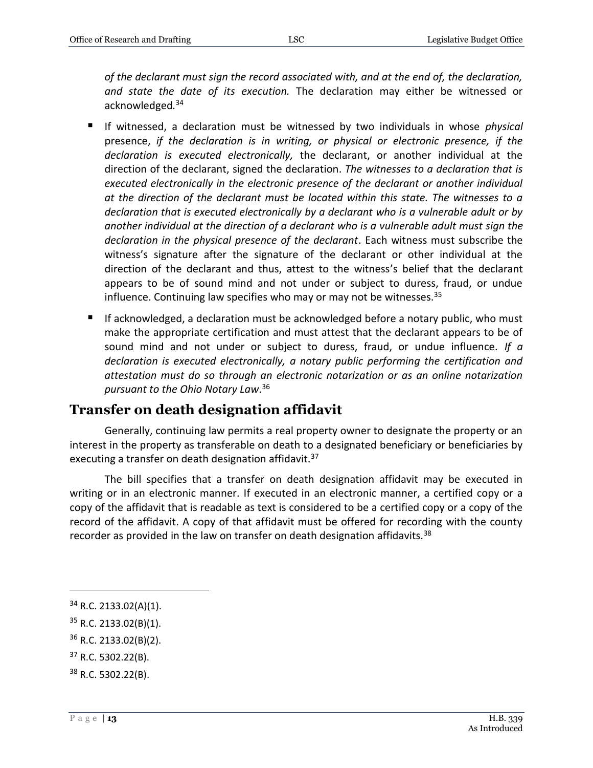*of the declarant must sign the record associated with, and at the end of, the declaration, and state the date of its execution.* The declaration may either be witnessed or acknowledged.[34]

- If witnessed, a declaration must be witnessed by two individuals in whose *physical* presence, *if the declaration is in writing, or physical or electronic presence, if the declaration is executed electronically,* the declarant, or another individual at the direction of the declarant, signed the declaration. *The witnesses to a declaration that is executed electronically in the electronic presence of the declarant or another individual at the direction of the declarant must be located within this state. The witnesses to a declaration that is executed electronically by a declarant who is a vulnerable adult or by another individual at the direction of a declarant who is a vulnerable adult must sign the declaration in the physical presence of the declarant*. Each witness must subscribe the witness's signature after the signature of the declarant or other individual at the direction of the declarant and thus, attest to the witness's belief that the declarant appears to be of sound mind and not under or subject to duress, fraud, or undue influence. Continuing law specifies who may or may not be witnesses.[35]
- If acknowledged, a declaration must be acknowledged before a notary public, who must make the appropriate certification and must attest that the declarant appears to be of sound mind and not under or subject to duress, fraud, or undue influence*. If a declaration is executed electronically, a notary public performing the certification and attestation must do so through an electronic notarization or as an online notarization pursuant to the Ohio Notary Law*.[36]

## Transfer on death designation affidavit

Generally, continuing law permits a real property owner to designate the property or an interest in the property as transferable on death to a designated beneficiary or beneficiaries by executing a transfer on death designation affidavit.[37]

The bill specifies that a transfer on death designation affidavit may be executed in writing or in an electronic manner. If executed in an electronic manner, a certified copy or a copy of the affidavit that is readable as text is considered to be a certified copy or a copy of the record of the affidavit. A copy of that affidavit must be offered for recording with the county recorder as provided in the law on transfer on death designation affidavits.[38]

---

[34] R.C. 2133.02(A)(1).

[35] R.C. 2133.02(B)(1).

[36] R.C. 2133.02(B)(2).

[37] R.C. 5302.22(B).

[38] R.C. 5302.22(B).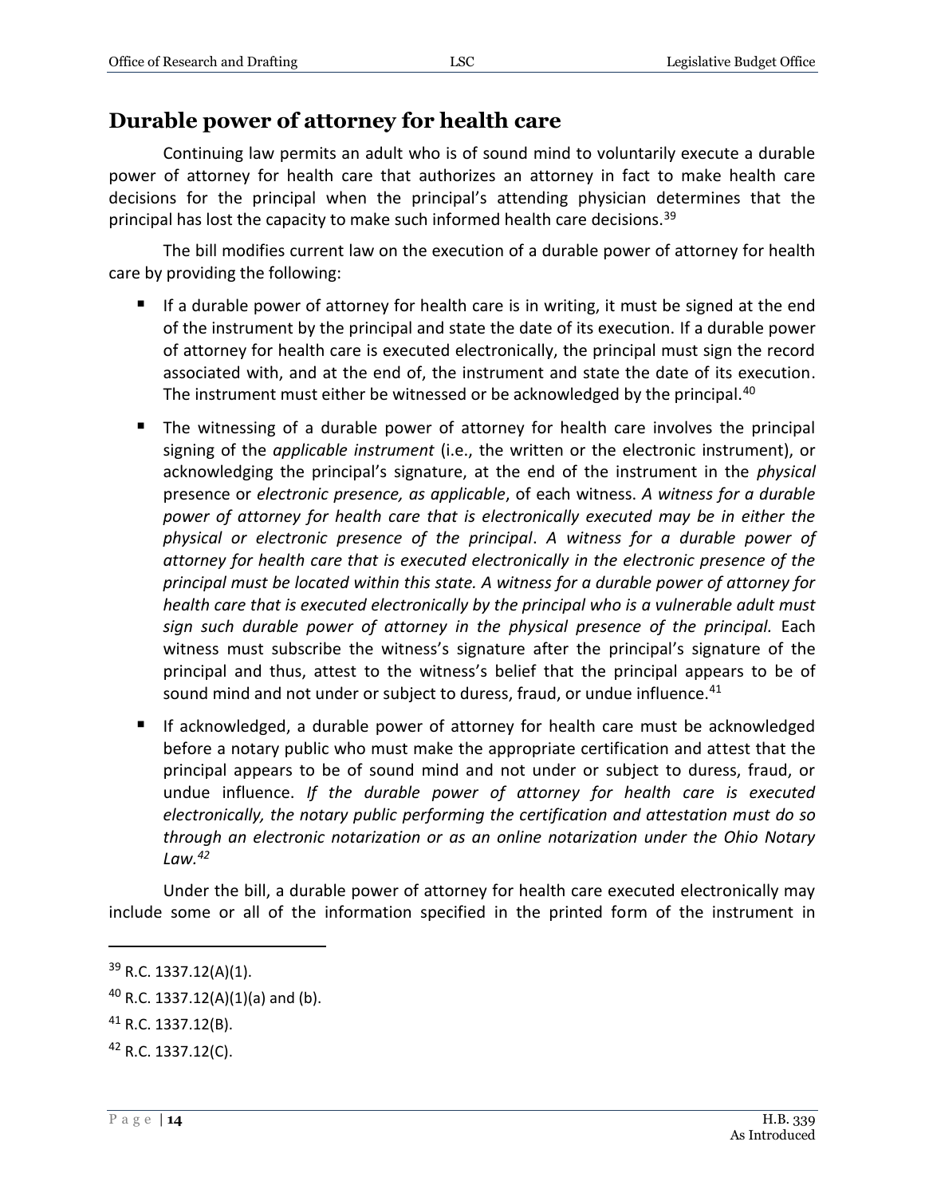## Durable power of attorney for health care

Continuing law permits an adult who is of sound mind to voluntarily execute a durable power of attorney for health care that authorizes an attorney in fact to make health care decisions for the principal when the principal's attending physician determines that the principal has lost the capacity to make such informed health care decisions.[39]

The bill modifies current law on the execution of a durable power of attorney for health care by providing the following:

- If a durable power of attorney for health care is in writing, it must be signed at the end of the instrument by the principal and state the date of its execution. If a durable power of attorney for health care is executed electronically, the principal must sign the record associated with, and at the end of, the instrument and state the date of its execution. The instrument must either be witnessed or be acknowledged by the principal.[40]
- The witnessing of a durable power of attorney for health care involves the principal signing of the *applicable instrument* (i.e., the written or the electronic instrument), or acknowledging the principal's signature, at the end of the instrument in the *physical* presence or *electronic presence, as applicable*, of each witness. *A witness for a durable power of attorney for health care that is electronically executed may be in either the physical or electronic presence of the principal*. *A witness for a durable power of attorney for health care that is executed electronically in the electronic presence of the principal must be located within this state. A witness for a durable power of attorney for health care that is executed electronically by the principal who is a vulnerable adult must sign such durable power of attorney in the physical presence of the principal.* Each witness must subscribe the witness's signature after the principal's signature of the principal and thus, attest to the witness's belief that the principal appears to be of sound mind and not under or subject to duress, fraud, or undue influence.[41]
- If acknowledged, a durable power of attorney for health care must be acknowledged before a notary public who must make the appropriate certification and attest that the principal appears to be of sound mind and not under or subject to duress, fraud, or undue influence. *If the durable power of attorney for health care is executed electronically, the notary public performing the certification and attestation must do so through an electronic notarization or as an online notarization under the Ohio Notary Law.*[42]

Under the bill, a durable power of attorney for health care executed electronically may include some or all of the information specified in the printed form of the instrument in

---

[39] R.C. 1337.12(A)(1).

[40] R.C. 1337.12(A)(1)(a) and (b).

[41] R.C. 1337.12(B).

[42] R.C. 1337.12(C).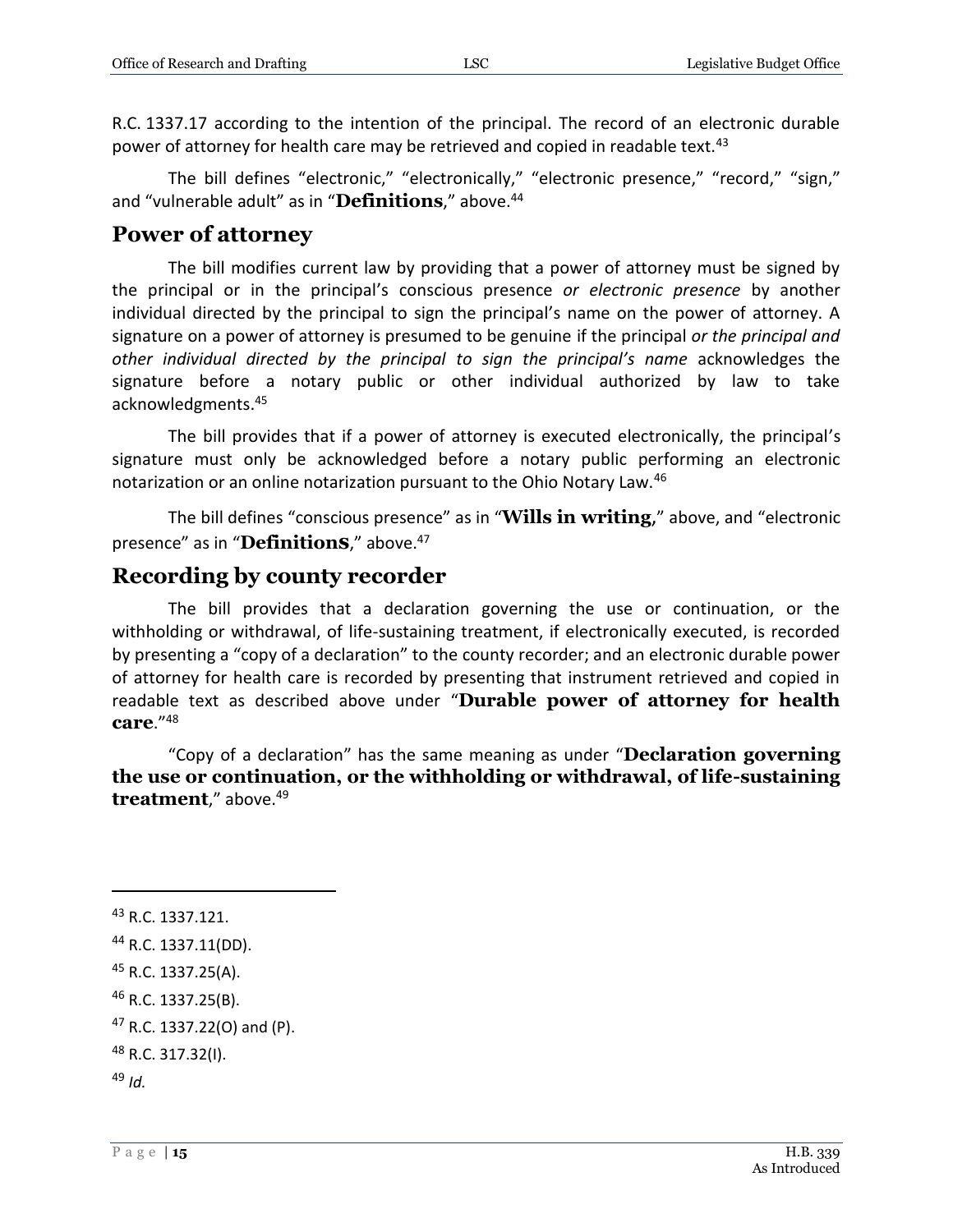R.C. 1337.17 according to the intention of the principal. The record of an electronic durable power of attorney for health care may be retrieved and copied in readable text.[43]

The bill defines "electronic," "electronically," "electronic presence," "record," "sign," and "vulnerable adult" as in "**Definitions**," above.[44]

## Power of attorney

The bill modifies current law by providing that a power of attorney must be signed by the principal or in the principal's conscious presence *or electronic presence* by another individual directed by the principal to sign the principal's name on the power of attorney. A signature on a power of attorney is presumed to be genuine if the principal *or the principal and other individual directed by the principal to sign the principal's name* acknowledges the signature before a notary public or other individual authorized by law to take acknowledgments.[45]

The bill provides that if a power of attorney is executed electronically, the principal's signature must only be acknowledged before a notary public performing an electronic notarization or an online notarization pursuant to the Ohio Notary Law.[46]

The bill defines "conscious presence" as in "**Wills in writing**," above, and "electronic presence" as in "**Definitions**," above.[47]

## Recording by county recorder

The bill provides that a declaration governing the use or continuation, or the withholding or withdrawal, of life-sustaining treatment, if electronically executed, is recorded by presenting a "copy of a declaration" to the county recorder; and an electronic durable power of attorney for health care is recorded by presenting that instrument retrieved and copied in readable text as described above under "**Durable power of attorney for health care**."[48]

"Copy of a declaration" has the same meaning as under "**Declaration governing the use or continuation, or the withholding or withdrawal, of life-sustaining treatment**," above.[49]

---

[43] R.C. 1337.121.

[44] R.C. 1337.11(DD).

[45] R.C. 1337.25(A).

[46] R.C. 1337.25(B).

[47] R.C. 1337.22(O) and (P).

[48] R.C. 317.32(I).

[49] *Id.*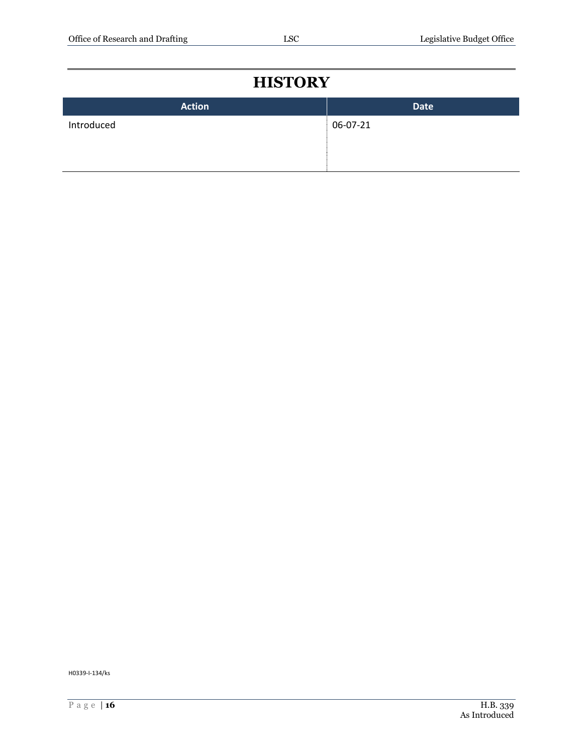# HISTORY

| Action | Date |
| --- | --- |
| Introduced | 06-07-21 |

H0339-I-134/ks